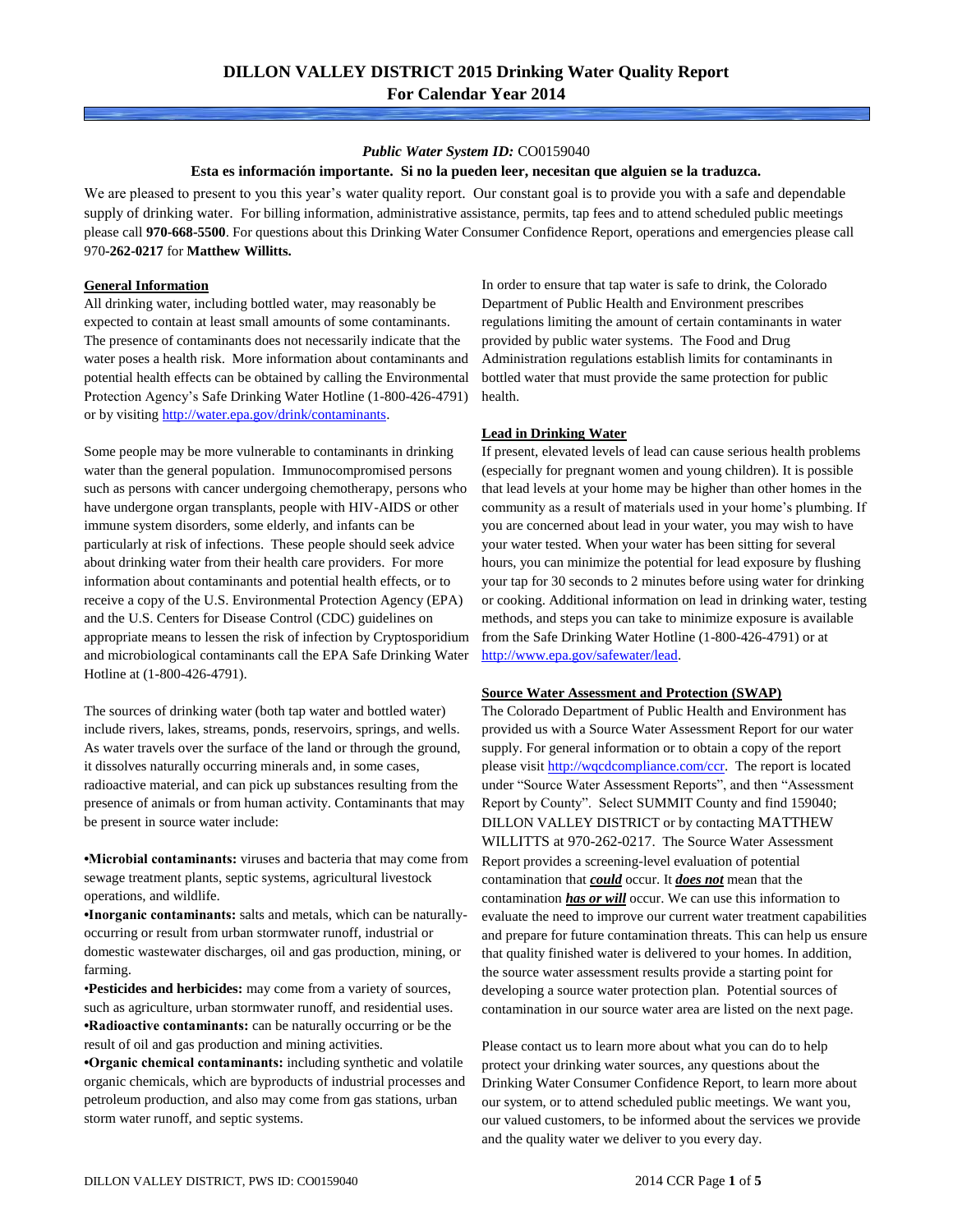# DILLON VALLEY DISTRICT 2015 Drinking Water Quality Report
## For Calendar Year 2014

*Public Water System ID:* CO0159040

**Esta es información importante. Si no la pueden leer, necesitan que alguien se la traduzca.**

We are pleased to present to you this year's water quality report. Our constant goal is to provide you with a safe and dependable supply of drinking water. For billing information, administrative assistance, permits, tap fees and to attend scheduled public meetings please call **970-668-5500**. For questions about this Drinking Water Consumer Confidence Report, operations and emergencies please call 970-**262-0217** for **Matthew Willitts.**

**General Information**

All drinking water, including bottled water, may reasonably be expected to contain at least small amounts of some contaminants. The presence of contaminants does not necessarily indicate that the water poses a health risk. More information about contaminants and potential health effects can be obtained by calling the Environmental Protection Agency's Safe Drinking Water Hotline (1-800-426-4791) or by visiting http://water.epa.gov/drink/contaminants.

Some people may be more vulnerable to contaminants in drinking water than the general population. Immunocompromised persons such as persons with cancer undergoing chemotherapy, persons who have undergone organ transplants, people with HIV-AIDS or other immune system disorders, some elderly, and infants can be particularly at risk of infections. These people should seek advice about drinking water from their health care providers. For more information about contaminants and potential health effects, or to receive a copy of the U.S. Environmental Protection Agency (EPA) and the U.S. Centers for Disease Control (CDC) guidelines on appropriate means to lessen the risk of infection by Cryptosporidium and microbiological contaminants call the EPA Safe Drinking Water Hotline at (1-800-426-4791).

The sources of drinking water (both tap water and bottled water) include rivers, lakes, streams, ponds, reservoirs, springs, and wells. As water travels over the surface of the land or through the ground, it dissolves naturally occurring minerals and, in some cases, radioactive material, and can pick up substances resulting from the presence of animals or from human activity. Contaminants that may be present in source water include:

- **Microbial contaminants:** viruses and bacteria that may come from sewage treatment plants, septic systems, agricultural livestock operations, and wildlife.
- **Inorganic contaminants:** salts and metals, which can be naturally-occurring or result from urban stormwater runoff, industrial or domestic wastewater discharges, oil and gas production, mining, or farming.
- **Pesticides and herbicides:** may come from a variety of sources, such as agriculture, urban stormwater runoff, and residential uses.
- **Radioactive contaminants:** can be naturally occurring or be the result of oil and gas production and mining activities.
- **Organic chemical contaminants:** including synthetic and volatile organic chemicals, which are byproducts of industrial processes and petroleum production, and also may come from gas stations, urban storm water runoff, and septic systems.

In order to ensure that tap water is safe to drink, the Colorado Department of Public Health and Environment prescribes regulations limiting the amount of certain contaminants in water provided by public water systems. The Food and Drug Administration regulations establish limits for contaminants in bottled water that must provide the same protection for public health.

**Lead in Drinking Water**

If present, elevated levels of lead can cause serious health problems (especially for pregnant women and young children). It is possible that lead levels at your home may be higher than other homes in the community as a result of materials used in your home's plumbing. If you are concerned about lead in your water, you may wish to have your water tested. When your water has been sitting for several hours, you can minimize the potential for lead exposure by flushing your tap for 30 seconds to 2 minutes before using water for drinking or cooking. Additional information on lead in drinking water, testing methods, and steps you can take to minimize exposure is available from the Safe Drinking Water Hotline (1-800-426-4791) or at http://www.epa.gov/safewater/lead.

**Source Water Assessment and Protection (SWAP)**

The Colorado Department of Public Health and Environment has provided us with a Source Water Assessment Report for our water supply. For general information or to obtain a copy of the report please visit http://wqcdcompliance.com/ccr. The report is located under "Source Water Assessment Reports", and then "Assessment Report by County". Select SUMMIT County and find 159040; DILLON VALLEY DISTRICT or by contacting MATTHEW WILLITTS at 970-262-0217. The Source Water Assessment Report provides a screening-level evaluation of potential contamination that ***could*** occur. It ***does not*** mean that the contamination ***has or will*** occur. We can use this information to evaluate the need to improve our current water treatment capabilities and prepare for future contamination threats. This can help us ensure that quality finished water is delivered to your homes. In addition, the source water assessment results provide a starting point for developing a source water protection plan. Potential sources of contamination in our source water area are listed on the next page.

Please contact us to learn more about what you can do to help protect your drinking water sources, any questions about the Drinking Water Consumer Confidence Report, to learn more about our system, or to attend scheduled public meetings. We want you, our valued customers, to be informed about the services we provide and the quality water we deliver to you every day.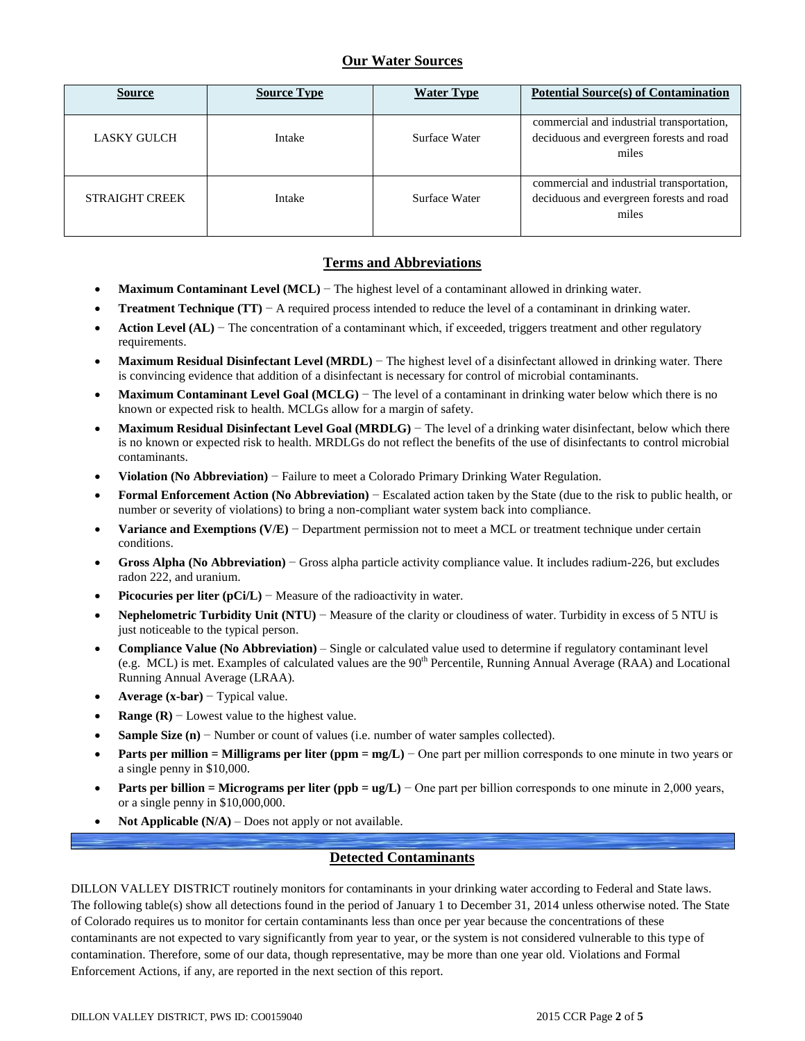## Our Water Sources

| Source | Source Type | Water Type | Potential Source(s) of Contamination |
|---|---|---|---|
| LASKY GULCH | Intake | Surface Water | commercial and industrial transportation, deciduous and evergreen forests and road miles |
| STRAIGHT CREEK | Intake | Surface Water | commercial and industrial transportation, deciduous and evergreen forests and road miles |

## Terms and Abbreviations

- **Maximum Contaminant Level (MCL)** − The highest level of a contaminant allowed in drinking water.
- **Treatment Technique (TT)** − A required process intended to reduce the level of a contaminant in drinking water.
- **Action Level (AL)** − The concentration of a contaminant which, if exceeded, triggers treatment and other regulatory requirements.
- **Maximum Residual Disinfectant Level (MRDL)** − The highest level of a disinfectant allowed in drinking water. There is convincing evidence that addition of a disinfectant is necessary for control of microbial contaminants.
- **Maximum Contaminant Level Goal (MCLG)** − The level of a contaminant in drinking water below which there is no known or expected risk to health. MCLGs allow for a margin of safety.
- **Maximum Residual Disinfectant Level Goal (MRDLG)** − The level of a drinking water disinfectant, below which there is no known or expected risk to health. MRDLGs do not reflect the benefits of the use of disinfectants to control microbial contaminants.
- **Violation (No Abbreviation)** − Failure to meet a Colorado Primary Drinking Water Regulation.
- **Formal Enforcement Action (No Abbreviation)** − Escalated action taken by the State (due to the risk to public health, or number or severity of violations) to bring a non-compliant water system back into compliance.
- **Variance and Exemptions (V/E)** − Department permission not to meet a MCL or treatment technique under certain conditions.
- **Gross Alpha (No Abbreviation)** − Gross alpha particle activity compliance value. It includes radium-226, but excludes radon 222, and uranium.
- **Picocuries per liter (pCi/L)** − Measure of the radioactivity in water.
- **Nephelometric Turbidity Unit (NTU)** − Measure of the clarity or cloudiness of water. Turbidity in excess of 5 NTU is just noticeable to the typical person.
- **Compliance Value (No Abbreviation)** – Single or calculated value used to determine if regulatory contaminant level (e.g. MCL) is met. Examples of calculated values are the 90$^{th}$ Percentile, Running Annual Average (RAA) and Locational Running Annual Average (LRAA).
- **Average (x-bar)** − Typical value.
- **Range (R)** − Lowest value to the highest value.
- **Sample Size (n)** − Number or count of values (i.e. number of water samples collected).
- **Parts per million = Milligrams per liter (ppm = mg/L)** − One part per million corresponds to one minute in two years or a single penny in $10,000.
- **Parts per billion = Micrograms per liter (ppb = ug/L)** − One part per billion corresponds to one minute in 2,000 years, or a single penny in $10,000,000.
- **Not Applicable (N/A)** – Does not apply or not available.

## Detected Contaminants

DILLON VALLEY DISTRICT routinely monitors for contaminants in your drinking water according to Federal and State laws. The following table(s) show all detections found in the period of January 1 to December 31, 2014 unless otherwise noted. The State of Colorado requires us to monitor for certain contaminants less than once per year because the concentrations of these contaminants are not expected to vary significantly from year to year, or the system is not considered vulnerable to this type of contamination. Therefore, some of our data, though representative, may be more than one year old. Violations and Formal Enforcement Actions, if any, are reported in the next section of this report.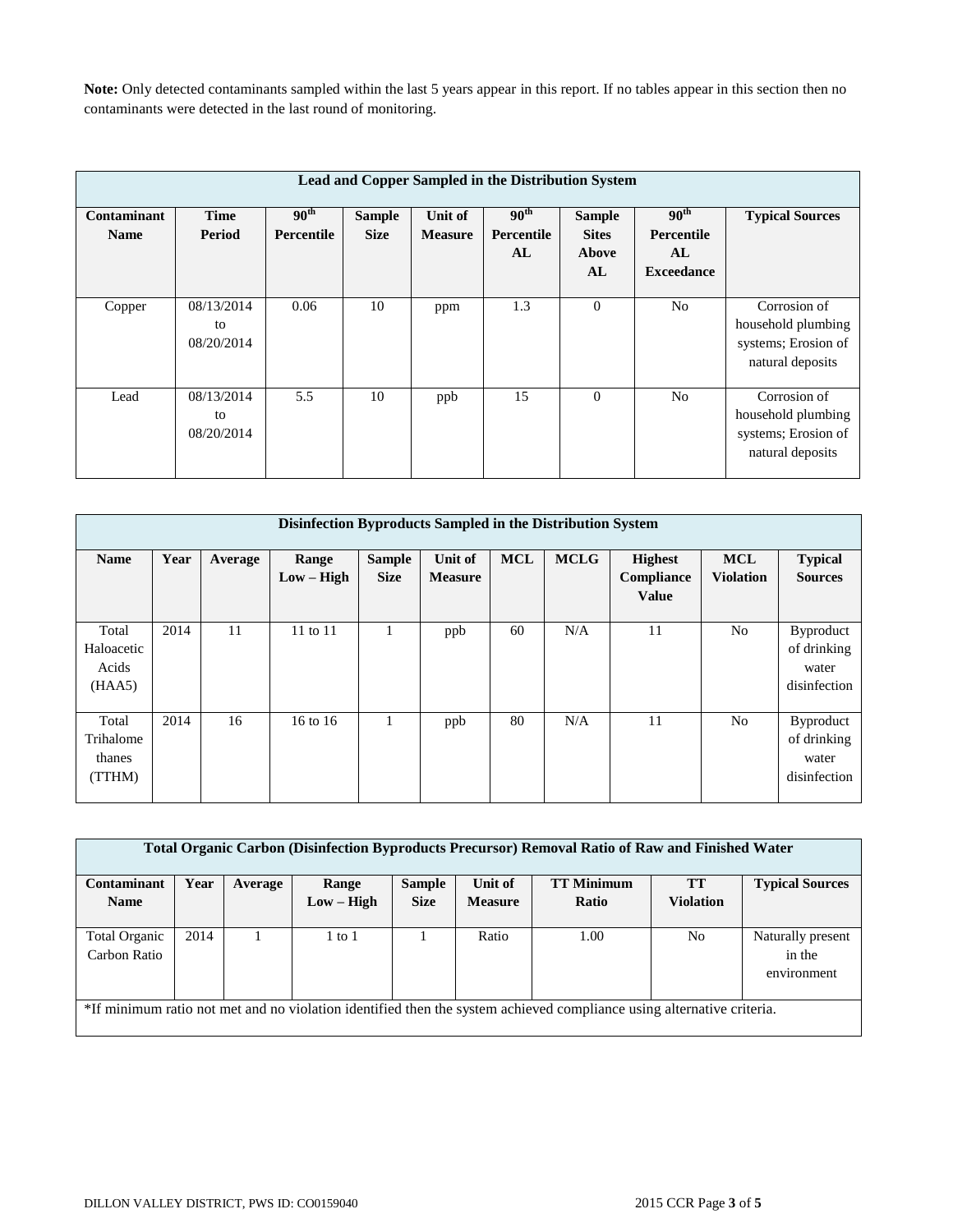**Note:** Only detected contaminants sampled within the last 5 years appear in this report. If no tables appear in this section then no contaminants were detected in the last round of monitoring.

| Lead and Copper Sampled in the Distribution System | | | | | | | | |
|---|---|---|---|---|---|---|---|---|
| **Contaminant Name** | **Time Period** | **90th Percentile** | **Sample Size** | **Unit of Measure** | **90th Percentile AL** | **Sample Sites Above AL** | **90th Percentile AL Exceedance** | **Typical Sources** |
| Copper | 08/13/2014 to 08/20/2014 | 0.06 | 10 | ppm | 1.3 | 0 | No | Corrosion of household plumbing systems; Erosion of natural deposits |
| Lead | 08/13/2014 to 08/20/2014 | 5.5 | 10 | ppb | 15 | 0 | No | Corrosion of household plumbing systems; Erosion of natural deposits |

| Disinfection Byproducts Sampled in the Distribution System | | | | | | | | | | |
|---|---|---|---|---|---|---|---|---|---|---|
| **Name** | **Year** | **Average** | **Range Low – High** | **Sample Size** | **Unit of Measure** | **MCL** | **MCLG** | **Highest Compliance Value** | **MCL Violation** | **Typical Sources** |
| Total Haloacetic Acids (HAA5) | 2014 | 11 | 11 to 11 | 1 | ppb | 60 | N/A | 11 | No | Byproduct of drinking water disinfection |
| Total Trihalomethanes (TTHM) | 2014 | 16 | 16 to 16 | 1 | ppb | 80 | N/A | 11 | No | Byproduct of drinking water disinfection |

| Total Organic Carbon (Disinfection Byproducts Precursor) Removal Ratio of Raw and Finished Water | | | | | | | | |
|---|---|---|---|---|---|---|---|---|
| **Contaminant Name** | **Year** | **Average** | **Range Low – High** | **Sample Size** | **Unit of Measure** | **TT Minimum Ratio** | **TT Violation** | **Typical Sources** |
| Total Organic Carbon Ratio | 2014 | 1 | 1 to 1 | 1 | Ratio | 1.00 | No | Naturally present in the environment |
| *If minimum ratio not met and no violation identified then the system achieved compliance using alternative criteria. | | | | | | | | |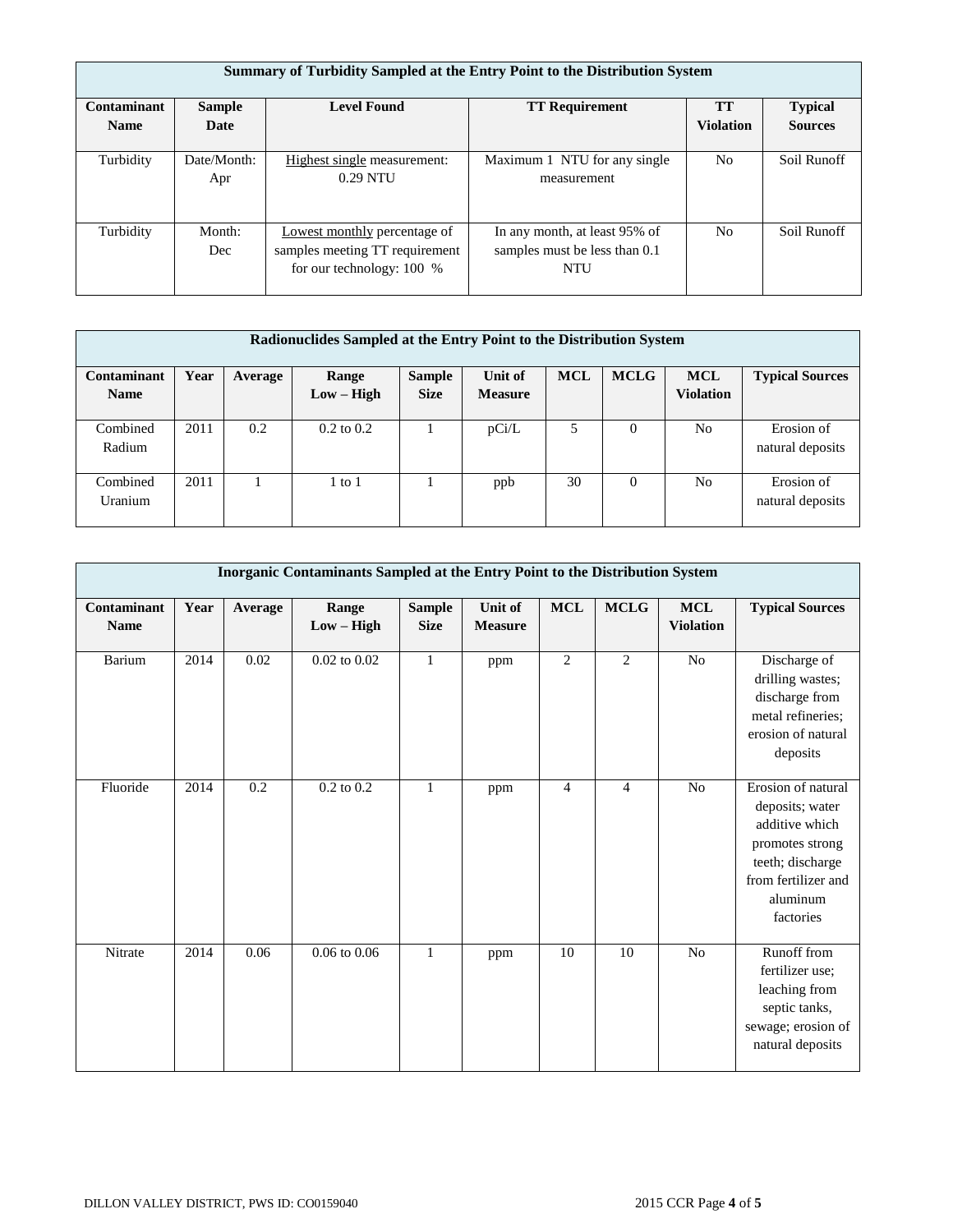| Summary of Turbidity Sampled at the Entry Point to the Distribution System | | | | | |
|---|---|---|---|---|---|
| **Contaminant Name** | **Sample Date** | **Level Found** | **TT Requirement** | **TT Violation** | **Typical Sources** |
| Turbidity | Date/Month: Apr | Highest single measurement: 0.29 NTU | Maximum 1 NTU for any single measurement | No | Soil Runoff |
| Turbidity | Month: Dec | Lowest monthly percentage of samples meeting TT requirement for our technology: 100 % | In any month, at least 95% of samples must be less than 0.1 NTU | No | Soil Runoff |

| Radionuclides Sampled at the Entry Point to the Distribution System | | | | | | | | | |
|---|---|---|---|---|---|---|---|---|---|
| **Contaminant Name** | **Year** | **Average** | **Range Low – High** | **Sample Size** | **Unit of Measure** | **MCL** | **MCLG** | **MCL Violation** | **Typical Sources** |
| Combined Radium | 2011 | 0.2 | 0.2 to 0.2 | 1 | pCi/L | 5 | 0 | No | Erosion of natural deposits |
| Combined Uranium | 2011 | 1 | 1 to 1 | 1 | ppb | 30 | 0 | No | Erosion of natural deposits |

| Inorganic Contaminants Sampled at the Entry Point to the Distribution System | | | | | | | | | |
|---|---|---|---|---|---|---|---|---|---|
| **Contaminant Name** | **Year** | **Average** | **Range Low – High** | **Sample Size** | **Unit of Measure** | **MCL** | **MCLG** | **MCL Violation** | **Typical Sources** |
| Barium | 2014 | 0.02 | 0.02 to 0.02 | 1 | ppm | 2 | 2 | No | Discharge of drilling wastes; discharge from metal refineries; erosion of natural deposits |
| Fluoride | 2014 | 0.2 | 0.2 to 0.2 | 1 | ppm | 4 | 4 | No | Erosion of natural deposits; water additive which promotes strong teeth; discharge from fertilizer and aluminum factories |
| Nitrate | 2014 | 0.06 | 0.06 to 0.06 | 1 | ppm | 10 | 10 | No | Runoff from fertilizer use; leaching from septic tanks, sewage; erosion of natural deposits |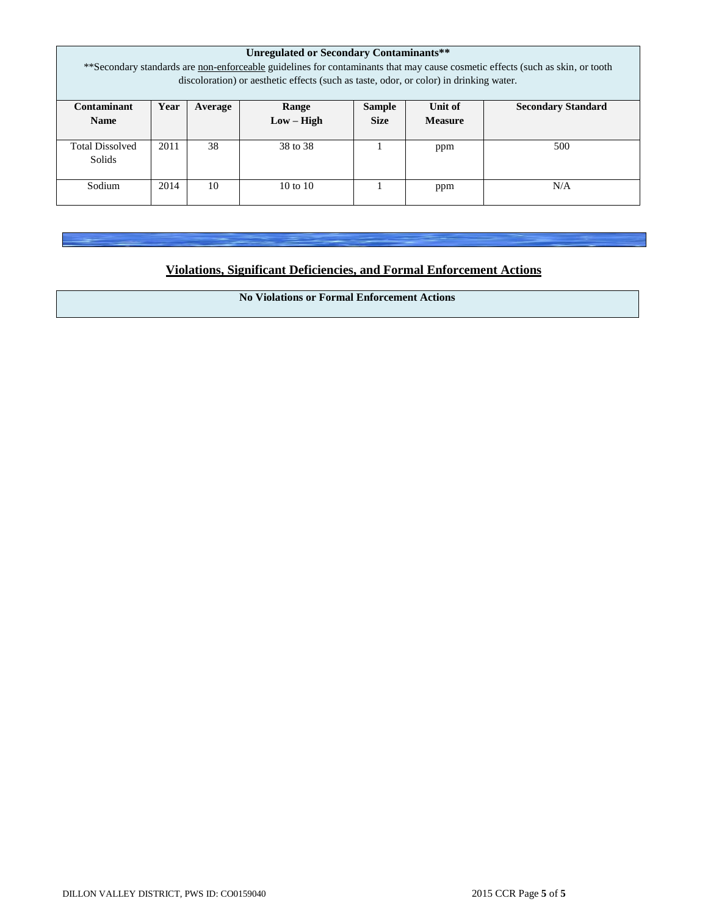**Unregulated or Secondary Contaminants****

**Secondary standards are <u>non-enforceable</u> guidelines for contaminants that may cause cosmetic effects (such as skin, or tooth discoloration) or aesthetic effects (such as taste, odor, or color) in drinking water.

| Contaminant Name | Year | Average | Range Low – High | Sample Size | Unit of Measure | Secondary Standard |
|---|---|---|---|---|---|---|
| Total Dissolved Solids | 2011 | 38 | 38 to 38 | 1 | ppm | 500 |
| Sodium | 2014 | 10 | 10 to 10 | 1 | ppm | N/A |

## Violations, Significant Deficiencies, and Formal Enforcement Actions

**No Violations or Formal Enforcement Actions**